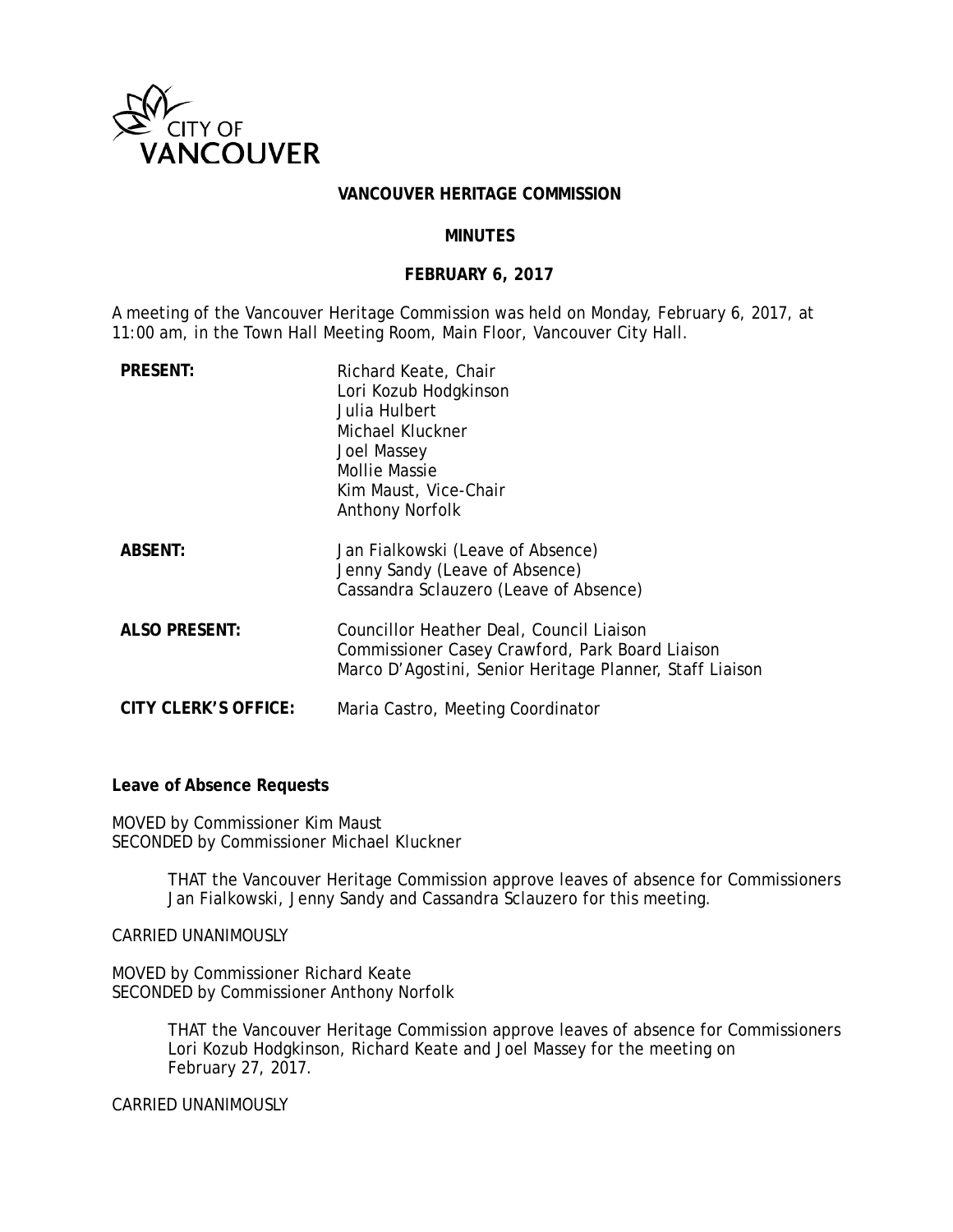CITY OF VANCOUVER

# VANCOUVER HERITAGE COMMISSION

## MINUTES

## FEBRUARY 6, 2017

A meeting of the Vancouver Heritage Commission was held on Monday, February 6, 2017, at 11:00 am, in the Town Hall Meeting Room, Main Floor, Vancouver City Hall.

| | |
|---|---|
| **PRESENT:** | Richard Keate, Chair<br>Lori Kozub Hodgkinson<br>Julia Hulbert<br>Michael Kluckner<br>Joel Massey<br>Mollie Massie<br>Kim Maust, Vice-Chair<br>Anthony Norfolk |
| **ABSENT:** | Jan Fialkowski (Leave of Absence)<br>Jenny Sandy (Leave of Absence)<br>Cassandra Sclauzero (Leave of Absence) |
| **ALSO PRESENT:** | Councillor Heather Deal, Council Liaison<br>Commissioner Casey Crawford, Park Board Liaison<br>Marco D'Agostini, Senior Heritage Planner, Staff Liaison |
| **CITY CLERK'S OFFICE:** | Maria Castro, Meeting Coordinator |

**Leave of Absence Requests**

MOVED by Commissioner Kim Maust
SECONDED by Commissioner Michael Kluckner

> THAT the Vancouver Heritage Commission approve leaves of absence for Commissioners Jan Fialkowski, Jenny Sandy and Cassandra Sclauzero for this meeting.

CARRIED UNANIMOUSLY

MOVED by Commissioner Richard Keate
SECONDED by Commissioner Anthony Norfolk

> THAT the Vancouver Heritage Commission approve leaves of absence for Commissioners Lori Kozub Hodgkinson, Richard Keate and Joel Massey for the meeting on February 27, 2017.

CARRIED UNANIMOUSLY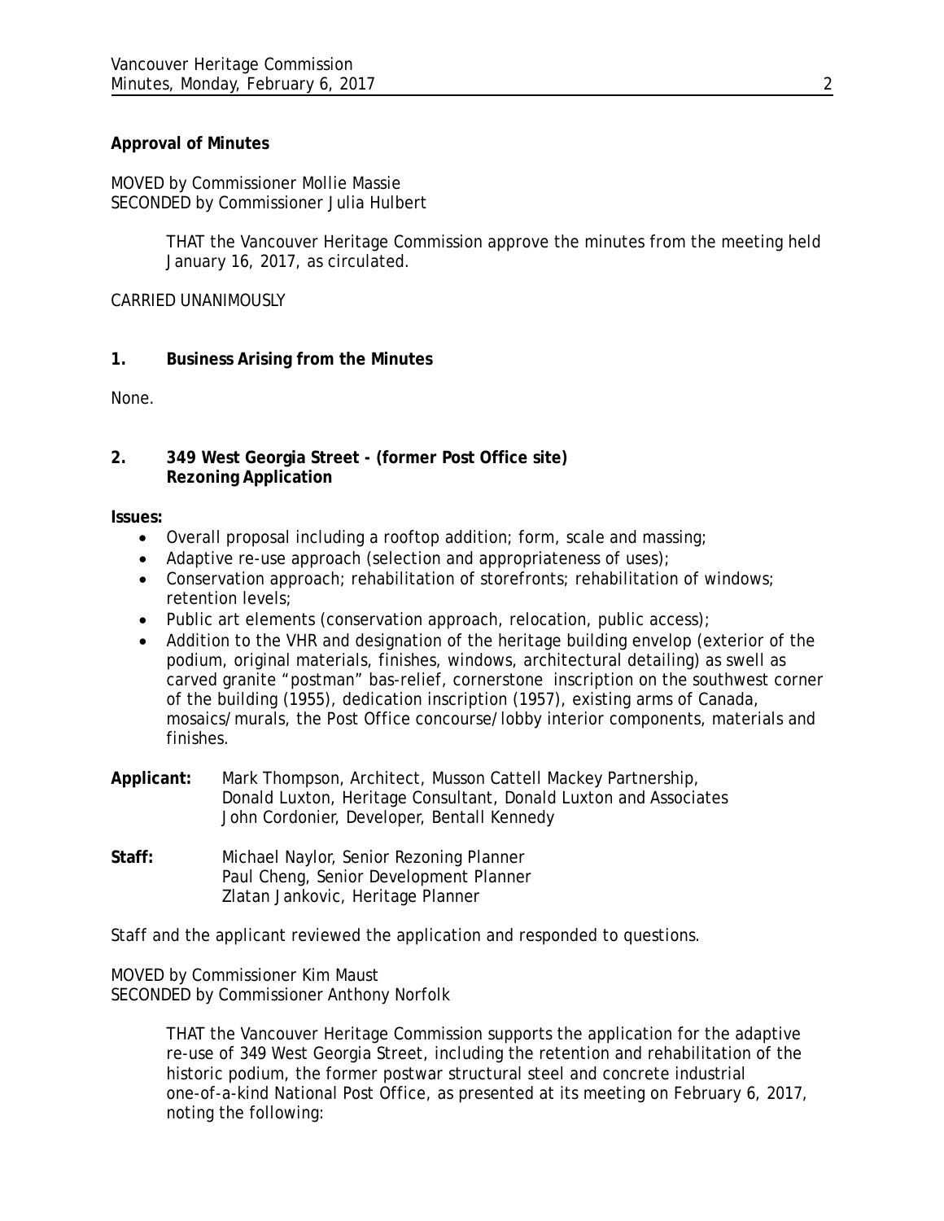**Approval of Minutes**

MOVED by Commissioner Mollie Massie
SECONDED by Commissioner Julia Hulbert

> THAT the Vancouver Heritage Commission approve the minutes from the meeting held January 16, 2017, as circulated.

CARRIED UNANIMOUSLY

**1. Business Arising from the Minutes**

None.

**2. 349 West Georgia Street - (former Post Office site) Rezoning Application**

**Issues:**

- Overall proposal including a rooftop addition; form, scale and massing;
- Adaptive re-use approach (selection and appropriateness of uses);
- Conservation approach; rehabilitation of storefronts; rehabilitation of windows; retention levels;
- Public art elements (conservation approach, relocation, public access);
- Addition to the VHR and designation of the heritage building envelop (exterior of the podium, original materials, finishes, windows, architectural detailing) as swell as carved granite "postman" bas-relief, cornerstone inscription on the southwest corner of the building (1955), dedication inscription (1957), existing arms of Canada, mosaics/murals, the Post Office concourse/lobby interior components, materials and finishes.

**Applicant:** Mark Thompson, Architect, Musson Cattell Mackey Partnership,
Donald Luxton, Heritage Consultant, Donald Luxton and Associates
John Cordonier, Developer, Bentall Kennedy

**Staff:** Michael Naylor, Senior Rezoning Planner
Paul Cheng, Senior Development Planner
Zlatan Jankovic, Heritage Planner

Staff and the applicant reviewed the application and responded to questions.

MOVED by Commissioner Kim Maust
SECONDED by Commissioner Anthony Norfolk

> THAT the Vancouver Heritage Commission supports the application for the adaptive re-use of 349 West Georgia Street, including the retention and rehabilitation of the historic podium, the former postwar structural steel and concrete industrial one-of-a-kind National Post Office, as presented at its meeting on February 6, 2017, noting the following: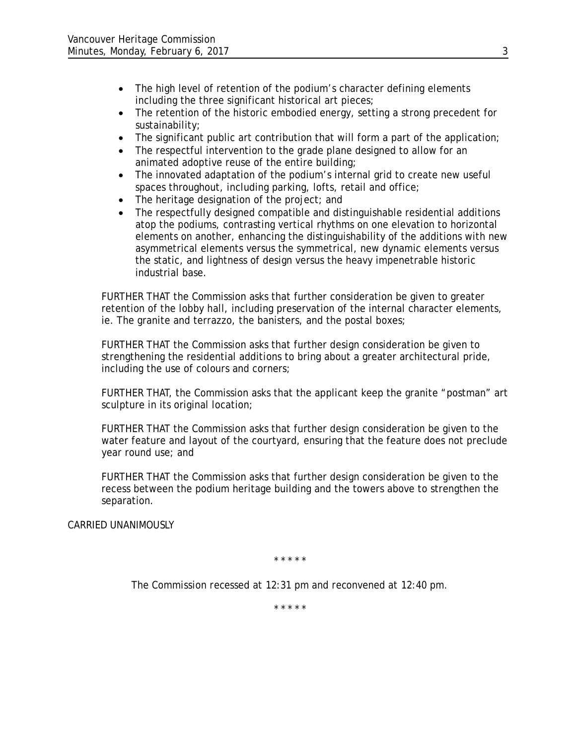- The high level of retention of the podium's character defining elements including the three significant historical art pieces;
- The retention of the historic embodied energy, setting a strong precedent for sustainability;
- The significant public art contribution that will form a part of the application;
- The respectful intervention to the grade plane designed to allow for an animated adoptive reuse of the entire building;
- The innovated adaptation of the podium's internal grid to create new useful spaces throughout, including parking, lofts, retail and office;
- The heritage designation of the project; and
- The respectfully designed compatible and distinguishable residential additions atop the podiums, contrasting vertical rhythms on one elevation to horizontal elements on another, enhancing the distinguishability of the additions with new asymmetrical elements versus the symmetrical, new dynamic elements versus the static, and lightness of design versus the heavy impenetrable historic industrial base.

FURTHER THAT the Commission asks that further consideration be given to greater retention of the lobby hall, including preservation of the internal character elements, ie. The granite and terrazzo, the banisters, and the postal boxes;

FURTHER THAT the Commission asks that further design consideration be given to strengthening the residential additions to bring about a greater architectural pride, including the use of colours and corners;

FURTHER THAT, the Commission asks that the applicant keep the granite "postman" art sculpture in its original location;

FURTHER THAT the Commission asks that further design consideration be given to the water feature and layout of the courtyard, ensuring that the feature does not preclude year round use; and

FURTHER THAT the Commission asks that further design consideration be given to the recess between the podium heritage building and the towers above to strengthen the separation.

CARRIED UNANIMOUSLY

\* \* \* \* \*

The Commission recessed at 12:31 pm and reconvened at 12:40 pm.

\* \* \* \* \*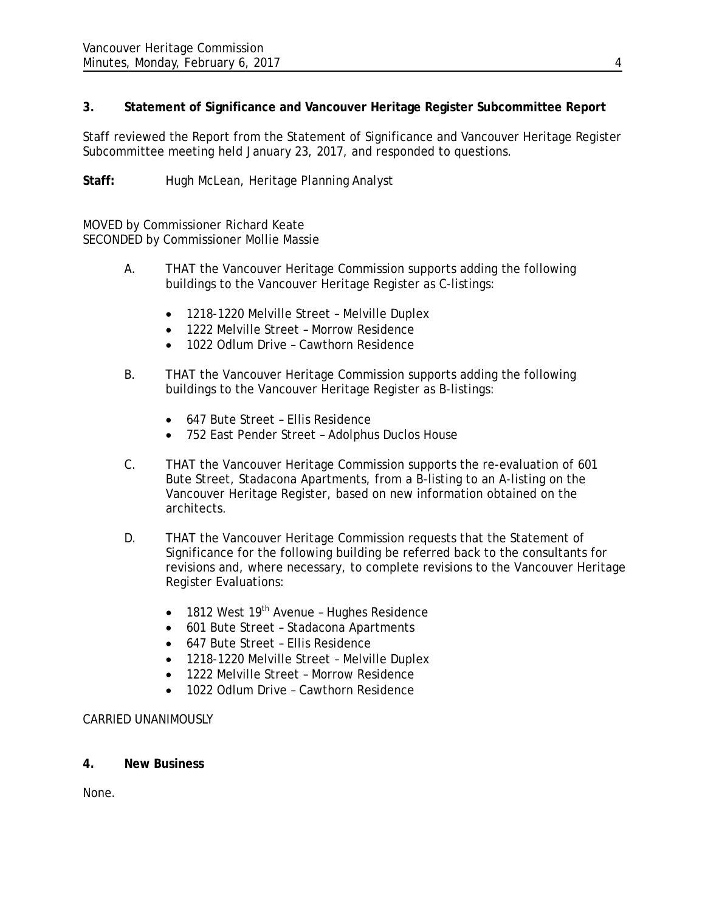### 3. Statement of Significance and Vancouver Heritage Register Subcommittee Report

Staff reviewed the Report from the Statement of Significance and Vancouver Heritage Register Subcommittee meeting held January 23, 2017, and responded to questions.

**Staff:** Hugh McLean, Heritage Planning Analyst

MOVED by Commissioner Richard Keate
SECONDED by Commissioner Mollie Massie

A. THAT the Vancouver Heritage Commission supports adding the following buildings to the Vancouver Heritage Register as C-listings:

- 1218-1220 Melville Street – Melville Duplex
- 1222 Melville Street – Morrow Residence
- 1022 Odlum Drive – Cawthorn Residence

B. THAT the Vancouver Heritage Commission supports adding the following buildings to the Vancouver Heritage Register as B-listings:

- 647 Bute Street – Ellis Residence
- 752 East Pender Street – Adolphus Duclos House

C. THAT the Vancouver Heritage Commission supports the re-evaluation of 601 Bute Street, Stadacona Apartments, from a B-listing to an A-listing on the Vancouver Heritage Register, based on new information obtained on the architects.

D. THAT the Vancouver Heritage Commission requests that the Statement of Significance for the following building be referred back to the consultants for revisions and, where necessary, to complete revisions to the Vancouver Heritage Register Evaluations:

- 1812 West 19th Avenue – Hughes Residence
- 601 Bute Street – Stadacona Apartments
- 647 Bute Street – Ellis Residence
- 1218-1220 Melville Street – Melville Duplex
- 1222 Melville Street – Morrow Residence
- 1022 Odlum Drive – Cawthorn Residence

CARRIED UNANIMOUSLY

### 4. New Business

None.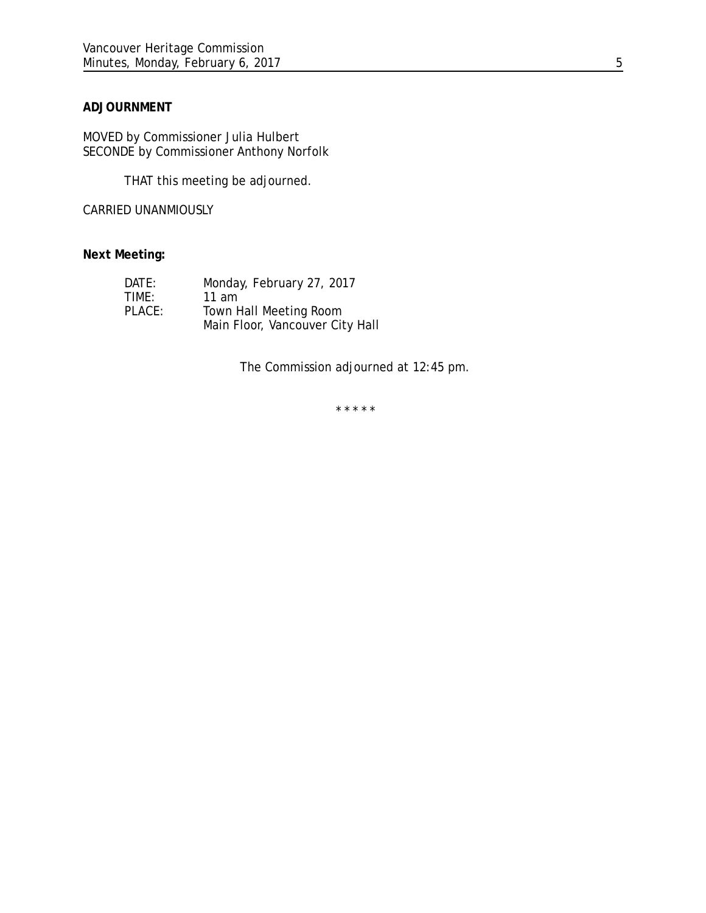**ADJOURNMENT**

MOVED by Commissioner Julia Hulbert
SECONDE by Commissioner Anthony Norfolk

THAT this meeting be adjourned.

CARRIED UNANMIOUSLY

**Next Meeting:**

| | |
|---|---|
| DATE: | Monday, February 27, 2017 |
| TIME: | 11 am |
| PLACE: | Town Hall Meeting Room<br>Main Floor, Vancouver City Hall |

The Commission adjourned at 12:45 pm.

\* \* \* \* \*